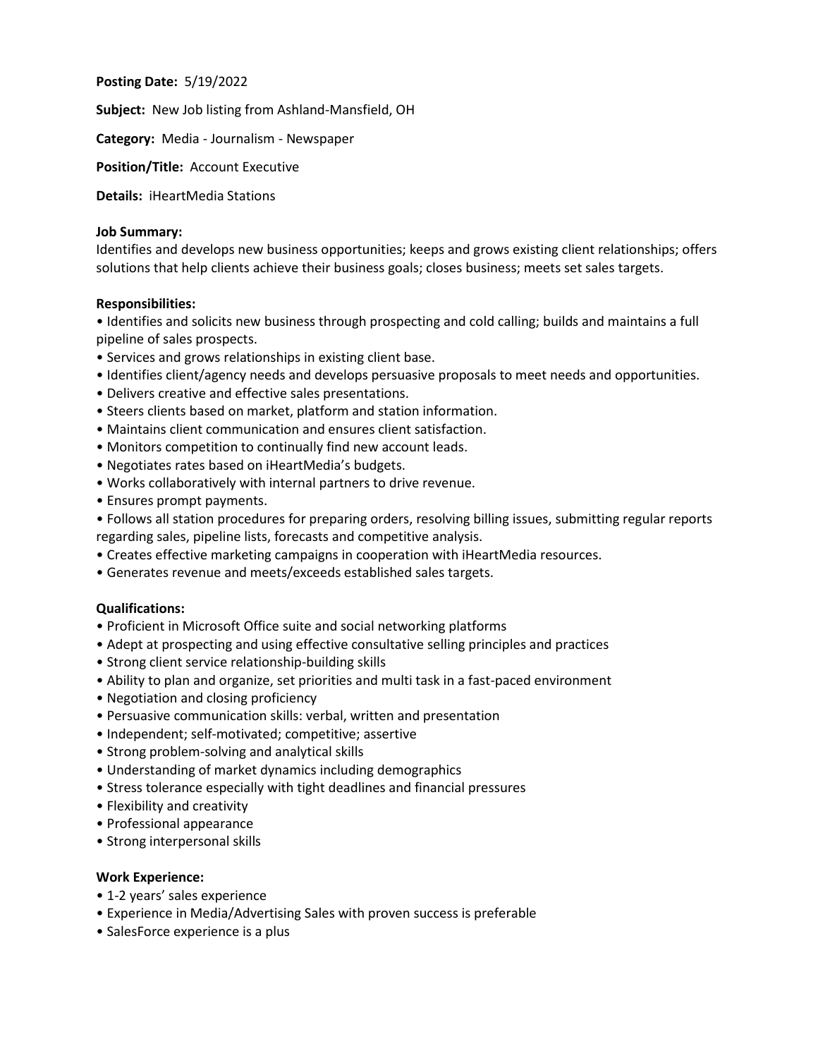**Posting Date:** 5/19/2022

**Subject:** New Job listing from Ashland-Mansfield, OH

**Category:** Media - Journalism - Newspaper

**Position/Title:** Account Executive

**Details:** iHeartMedia Stations

**Job Summary:**
Identifies and develops new business opportunities; keeps and grows existing client relationships; offers solutions that help clients achieve their business goals; closes business; meets set sales targets.

**Responsibilities:**

- Identifies and solicits new business through prospecting and cold calling; builds and maintains a full pipeline of sales prospects.
- Services and grows relationships in existing client base.
- Identifies client/agency needs and develops persuasive proposals to meet needs and opportunities.
- Delivers creative and effective sales presentations.
- Steers clients based on market, platform and station information.
- Maintains client communication and ensures client satisfaction.
- Monitors competition to continually find new account leads.
- Negotiates rates based on iHeartMedia's budgets.
- Works collaboratively with internal partners to drive revenue.
- Ensures prompt payments.
- Follows all station procedures for preparing orders, resolving billing issues, submitting regular reports regarding sales, pipeline lists, forecasts and competitive analysis.
- Creates effective marketing campaigns in cooperation with iHeartMedia resources.
- Generates revenue and meets/exceeds established sales targets.

**Qualifications:**

- Proficient in Microsoft Office suite and social networking platforms
- Adept at prospecting and using effective consultative selling principles and practices
- Strong client service relationship-building skills
- Ability to plan and organize, set priorities and multi task in a fast-paced environment
- Negotiation and closing proficiency
- Persuasive communication skills: verbal, written and presentation
- Independent; self-motivated; competitive; assertive
- Strong problem-solving and analytical skills
- Understanding of market dynamics including demographics
- Stress tolerance especially with tight deadlines and financial pressures
- Flexibility and creativity
- Professional appearance
- Strong interpersonal skills

**Work Experience:**

- 1-2 years' sales experience
- Experience in Media/Advertising Sales with proven success is preferable
- SalesForce experience is a plus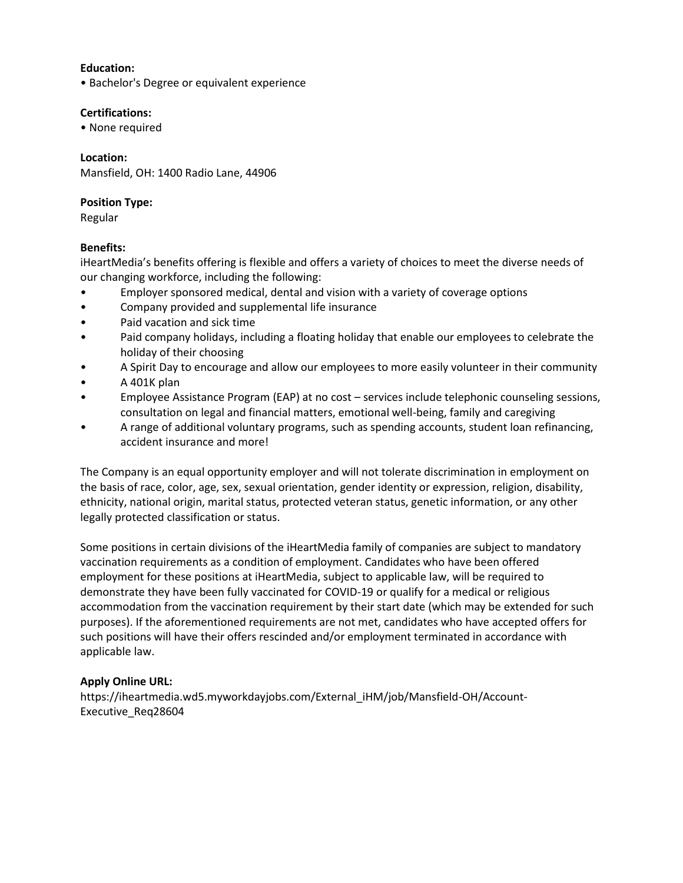**Education:**

- Bachelor's Degree or equivalent experience

**Certifications:**

- None required

**Location:**

Mansfield, OH: 1400 Radio Lane, 44906

**Position Type:**

Regular

**Benefits:**

iHeartMedia's benefits offering is flexible and offers a variety of choices to meet the diverse needs of our changing workforce, including the following:

- Employer sponsored medical, dental and vision with a variety of coverage options
- Company provided and supplemental life insurance
- Paid vacation and sick time
- Paid company holidays, including a floating holiday that enable our employees to celebrate the holiday of their choosing
- A Spirit Day to encourage and allow our employees to more easily volunteer in their community
- A 401K plan
- Employee Assistance Program (EAP) at no cost – services include telephonic counseling sessions, consultation on legal and financial matters, emotional well-being, family and caregiving
- A range of additional voluntary programs, such as spending accounts, student loan refinancing, accident insurance and more!

The Company is an equal opportunity employer and will not tolerate discrimination in employment on the basis of race, color, age, sex, sexual orientation, gender identity or expression, religion, disability, ethnicity, national origin, marital status, protected veteran status, genetic information, or any other legally protected classification or status.

Some positions in certain divisions of the iHeartMedia family of companies are subject to mandatory vaccination requirements as a condition of employment. Candidates who have been offered employment for these positions at iHeartMedia, subject to applicable law, will be required to demonstrate they have been fully vaccinated for COVID-19 or qualify for a medical or religious accommodation from the vaccination requirement by their start date (which may be extended for such purposes). If the aforementioned requirements are not met, candidates who have accepted offers for such positions will have their offers rescinded and/or employment terminated in accordance with applicable law.

**Apply Online URL:**

https://iheartmedia.wd5.myworkdayjobs.com/External_iHM/job/Mansfield-OH/Account-Executive_Req28604